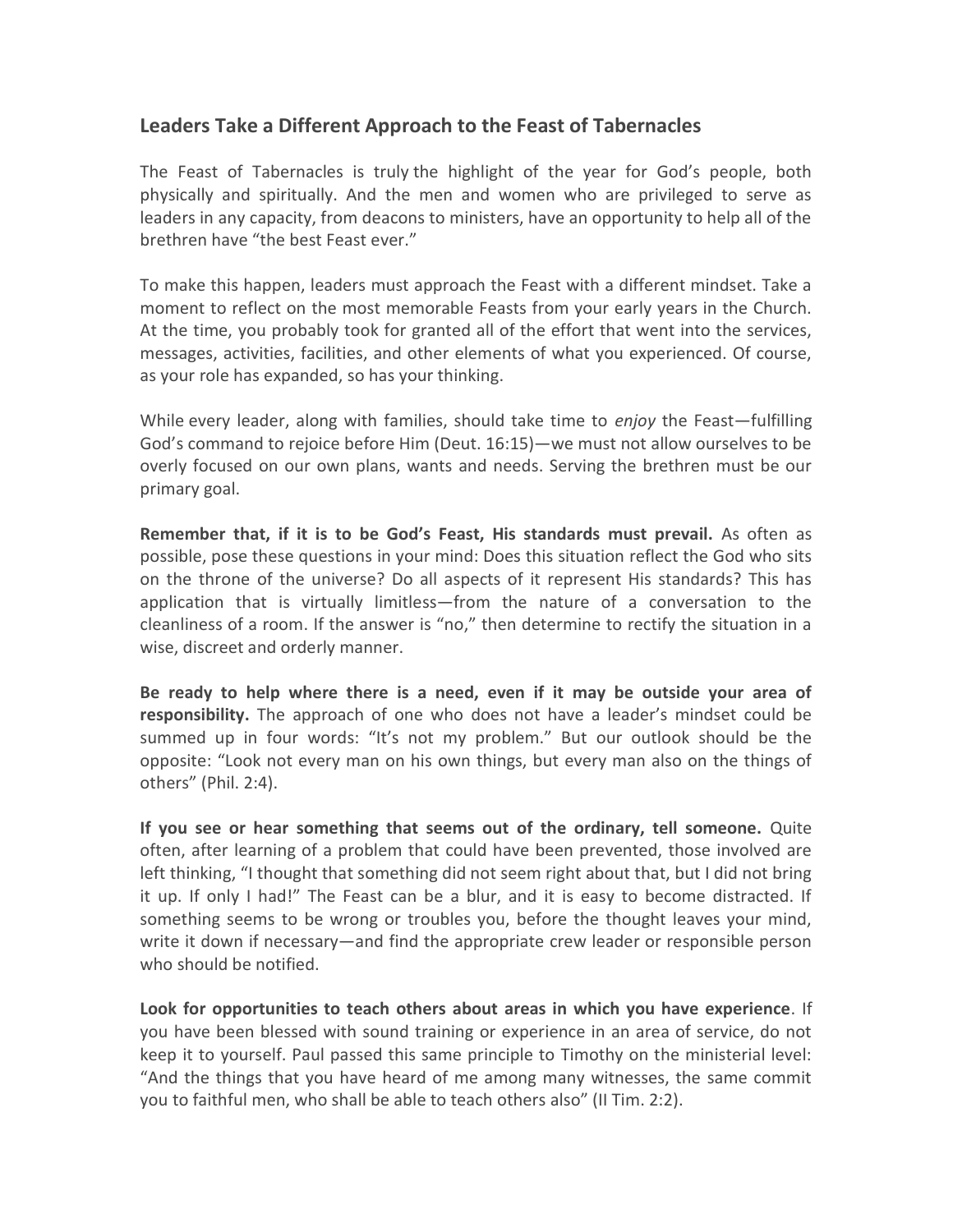## Leaders Take a Different Approach to the Feast of Tabernacles

The Feast of Tabernacles is truly the highlight of the year for God's people, both physically and spiritually. And the men and women who are privileged to serve as leaders in any capacity, from deacons to ministers, have an opportunity to help all of the brethren have "the best Feast ever."

To make this happen, leaders must approach the Feast with a different mindset. Take a moment to reflect on the most memorable Feasts from your early years in the Church. At the time, you probably took for granted all of the effort that went into the services, messages, activities, facilities, and other elements of what you experienced. Of course, as your role has expanded, so has your thinking.

While every leader, along with families, should take time to *enjoy* the Feast—fulfilling God's command to rejoice before Him (Deut. 16:15)—we must not allow ourselves to be overly focused on our own plans, wants and needs. Serving the brethren must be our primary goal.

**Remember that, if it is to be God's Feast, His standards must prevail.** As often as possible, pose these questions in your mind: Does this situation reflect the God who sits on the throne of the universe? Do all aspects of it represent His standards? This has application that is virtually limitless—from the nature of a conversation to the cleanliness of a room. If the answer is "no," then determine to rectify the situation in a wise, discreet and orderly manner.

**Be ready to help where there is a need, even if it may be outside your area of responsibility.** The approach of one who does not have a leader's mindset could be summed up in four words: "It's not my problem." But our outlook should be the opposite: "Look not every man on his own things, but every man also on the things of others" (Phil. 2:4).

**If you see or hear something that seems out of the ordinary, tell someone.** Quite often, after learning of a problem that could have been prevented, those involved are left thinking, "I thought that something did not seem right about that, but I did not bring it up. If only I had!" The Feast can be a blur, and it is easy to become distracted. If something seems to be wrong or troubles you, before the thought leaves your mind, write it down if necessary—and find the appropriate crew leader or responsible person who should be notified.

**Look for opportunities to teach others about areas in which you have experience**. If you have been blessed with sound training or experience in an area of service, do not keep it to yourself. Paul passed this same principle to Timothy on the ministerial level: "And the things that you have heard of me among many witnesses, the same commit you to faithful men, who shall be able to teach others also" (II Tim. 2:2).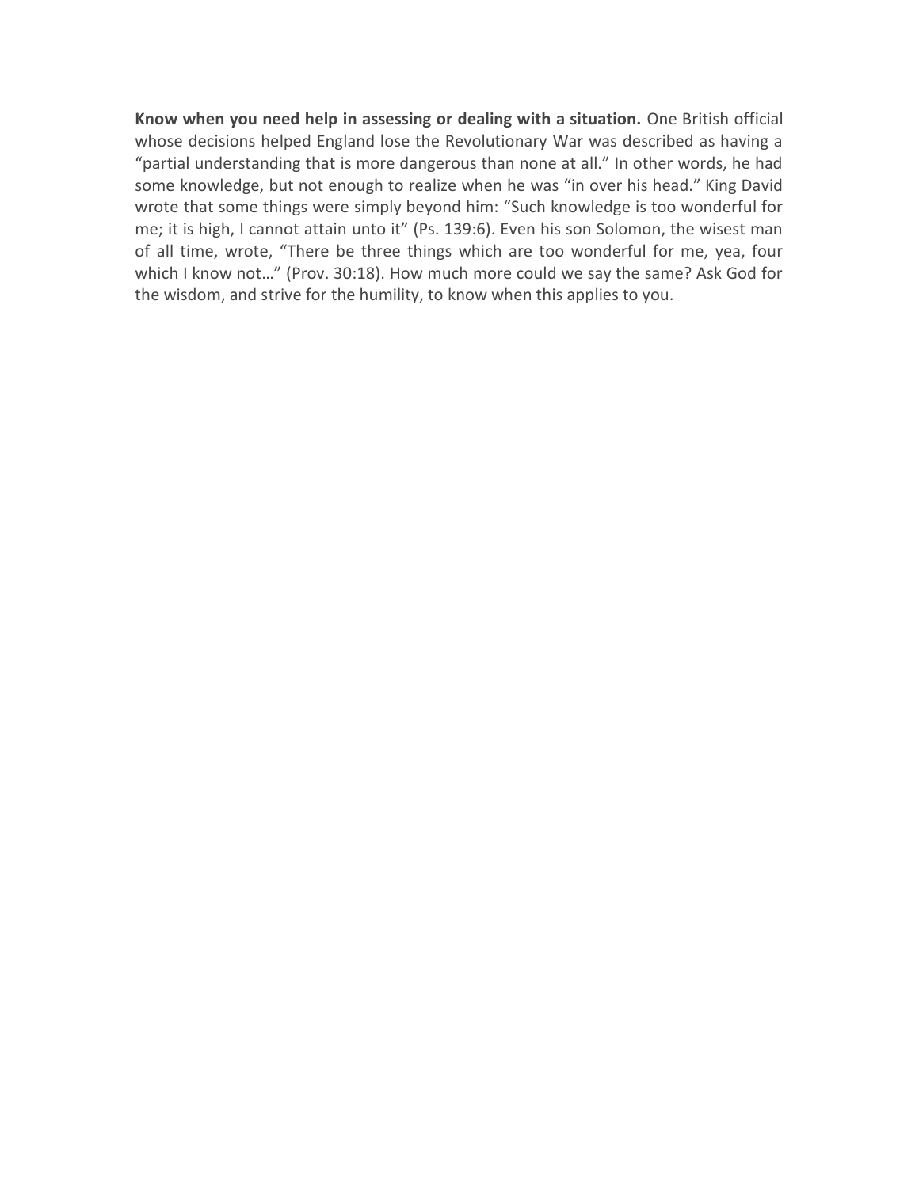**Know when you need help in assessing or dealing with a situation.** One British official whose decisions helped England lose the Revolutionary War was described as having a "partial understanding that is more dangerous than none at all." In other words, he had some knowledge, but not enough to realize when he was "in over his head." King David wrote that some things were simply beyond him: "Such knowledge is too wonderful for me; it is high, I cannot attain unto it" (Ps. 139:6). Even his son Solomon, the wisest man of all time, wrote, "There be three things which are too wonderful for me, yea, four which I know not…" (Prov. 30:18). How much more could we say the same? Ask God for the wisdom, and strive for the humility, to know when this applies to you.